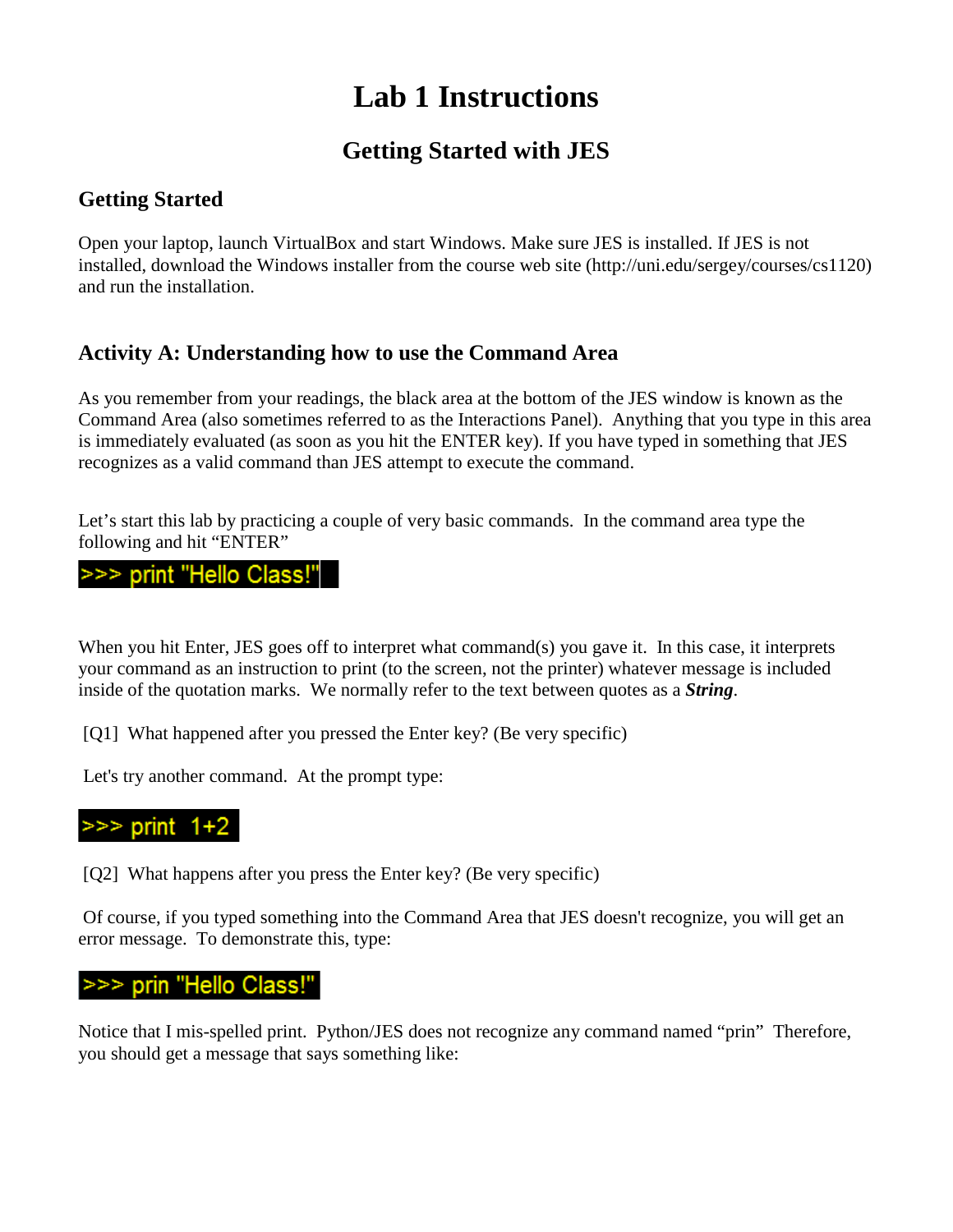# Lab 1 Instructions

## Getting Started with JES

### Getting Started

Open your laptop, launch VirtualBox and start Windows. Make sure JES is installed. If JES is not installed, download the Windows installer from the course web site (http://uni.edu/sergey/courses/cs1120) and run the installation.

### Activity A: Understanding how to use the Command Area

As you remember from your readings, the black area at the bottom of the JES window is known as the Command Area (also sometimes referred to as the Interactions Panel). Anything that you type in this area is immediately evaluated (as soon as you hit the ENTER key). If you have typed in something that JES recognizes as a valid command than JES attempt to execute the command.

Let's start this lab by practicing a couple of very basic commands. In the command area type the following and hit "ENTER"

```
>>> print "Hello Class!"
```

When you hit Enter, JES goes off to interpret what command(s) you gave it. In this case, it interprets your command as an instruction to print (to the screen, not the printer) whatever message is included inside of the quotation marks. We normally refer to the text between quotes as a ***String***.

[Q1] What happened after you pressed the Enter key? (Be very specific)

Let's try another command. At the prompt type:

```
>>> print  1+2
```

[Q2] What happens after you press the Enter key? (Be very specific)

Of course, if you typed something into the Command Area that JES doesn't recognize, you will get an error message. To demonstrate this, type:

```
>>> prin "Hello Class!"
```

Notice that I mis-spelled print. Python/JES does not recognize any command named "prin" Therefore, you should get a message that says something like: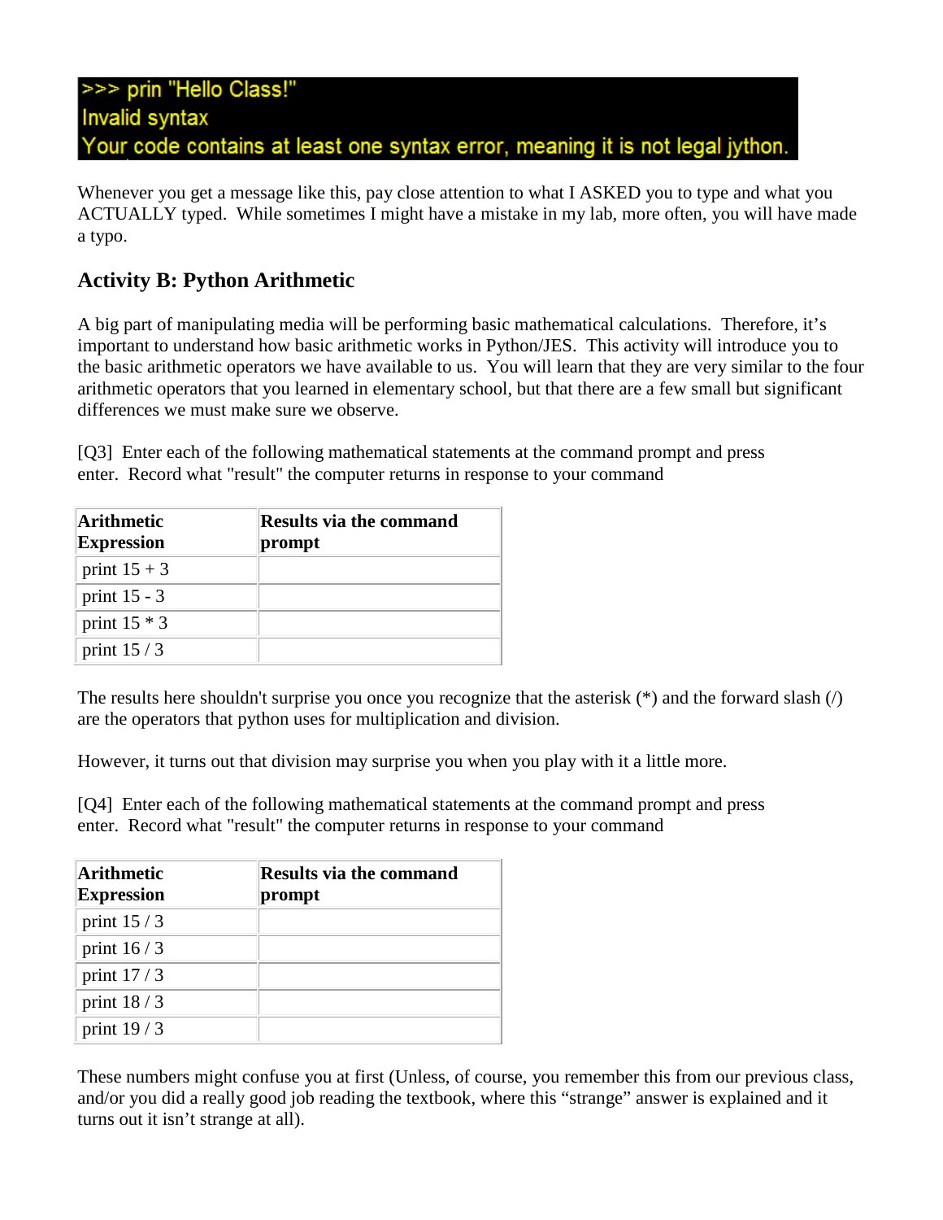```
>>> prin "Hello Class!"
Invalid syntax
Your code contains at least one syntax error, meaning it is not legal jython.
```

Whenever you get a message like this, pay close attention to what I ASKED you to type and what you ACTUALLY typed. While sometimes I might have a mistake in my lab, more often, you will have made a typo.

## Activity B: Python Arithmetic

A big part of manipulating media will be performing basic mathematical calculations. Therefore, it's important to understand how basic arithmetic works in Python/JES. This activity will introduce you to the basic arithmetic operators we have available to us. You will learn that they are very similar to the four arithmetic operators that you learned in elementary school, but that there are a few small but significant differences we must make sure we observe.

[Q3] Enter each of the following mathematical statements at the command prompt and press enter. Record what "result" the computer returns in response to your command

| Arithmetic Expression | Results via the command prompt |
|---|---|
| print 15 + 3 | |
| print 15 - 3 | |
| print 15 * 3 | |
| print 15 / 3 | |

The results here shouldn't surprise you once you recognize that the asterisk (*) and the forward slash (/) are the operators that python uses for multiplication and division.

However, it turns out that division may surprise you when you play with it a little more.

[Q4] Enter each of the following mathematical statements at the command prompt and press enter. Record what "result" the computer returns in response to your command

| Arithmetic Expression | Results via the command prompt |
|---|---|
| print 15 / 3 | |
| print 16 / 3 | |
| print 17 / 3 | |
| print 18 / 3 | |
| print 19 / 3 | |

These numbers might confuse you at first (Unless, of course, you remember this from our previous class, and/or you did a really good job reading the textbook, where this "strange" answer is explained and it turns out it isn't strange at all).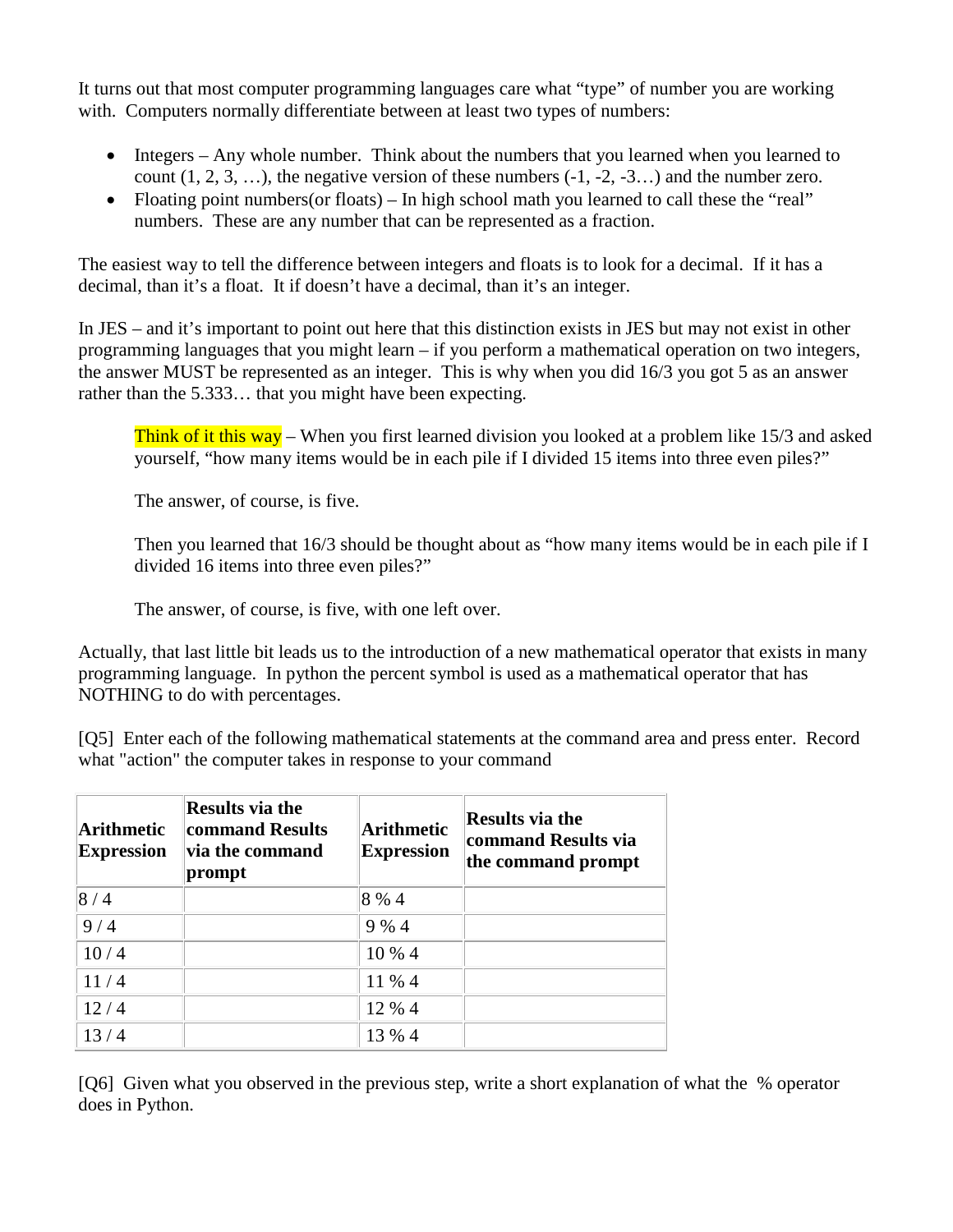It turns out that most computer programming languages care what "type" of number you are working with. Computers normally differentiate between at least two types of numbers:

- Integers – Any whole number. Think about the numbers that you learned when you learned to count (1, 2, 3, …), the negative version of these numbers (-1, -2, -3…) and the number zero.
- Floating point numbers(or floats) – In high school math you learned to call these the "real" numbers. These are any number that can be represented as a fraction.

The easiest way to tell the difference between integers and floats is to look for a decimal. If it has a decimal, than it's a float. It if doesn't have a decimal, than it's an integer.

In JES – and it's important to point out here that this distinction exists in JES but may not exist in other programming languages that you might learn – if you perform a mathematical operation on two integers, the answer MUST be represented as an integer. This is why when you did 16/3 you got 5 as an answer rather than the 5.333… that you might have been expecting.

> Think of it this way – When you first learned division you looked at a problem like 15/3 and asked yourself, "how many items would be in each pile if I divided 15 items into three even piles?"
>
> The answer, of course, is five.
>
> Then you learned that 16/3 should be thought about as "how many items would be in each pile if I divided 16 items into three even piles?"
>
> The answer, of course, is five, with one left over.

Actually, that last little bit leads us to the introduction of a new mathematical operator that exists in many programming language. In python the percent symbol is used as a mathematical operator that has NOTHING to do with percentages.

[Q5] Enter each of the following mathematical statements at the command area and press enter. Record what "action" the computer takes in response to your command

| **Arithmetic Expression** | **Results via the command Results via the command prompt** | **Arithmetic Expression** | **Results via the command Results via the command prompt** |
|---|---|---|---|
| 8 / 4 | | 8 % 4 | |
| 9 / 4 | | 9 % 4 | |
| 10 / 4 | | 10 % 4 | |
| 11 / 4 | | 11 % 4 | |
| 12 / 4 | | 12 % 4 | |
| 13 / 4 | | 13 % 4 | |

[Q6] Given what you observed in the previous step, write a short explanation of what the % operator does in Python.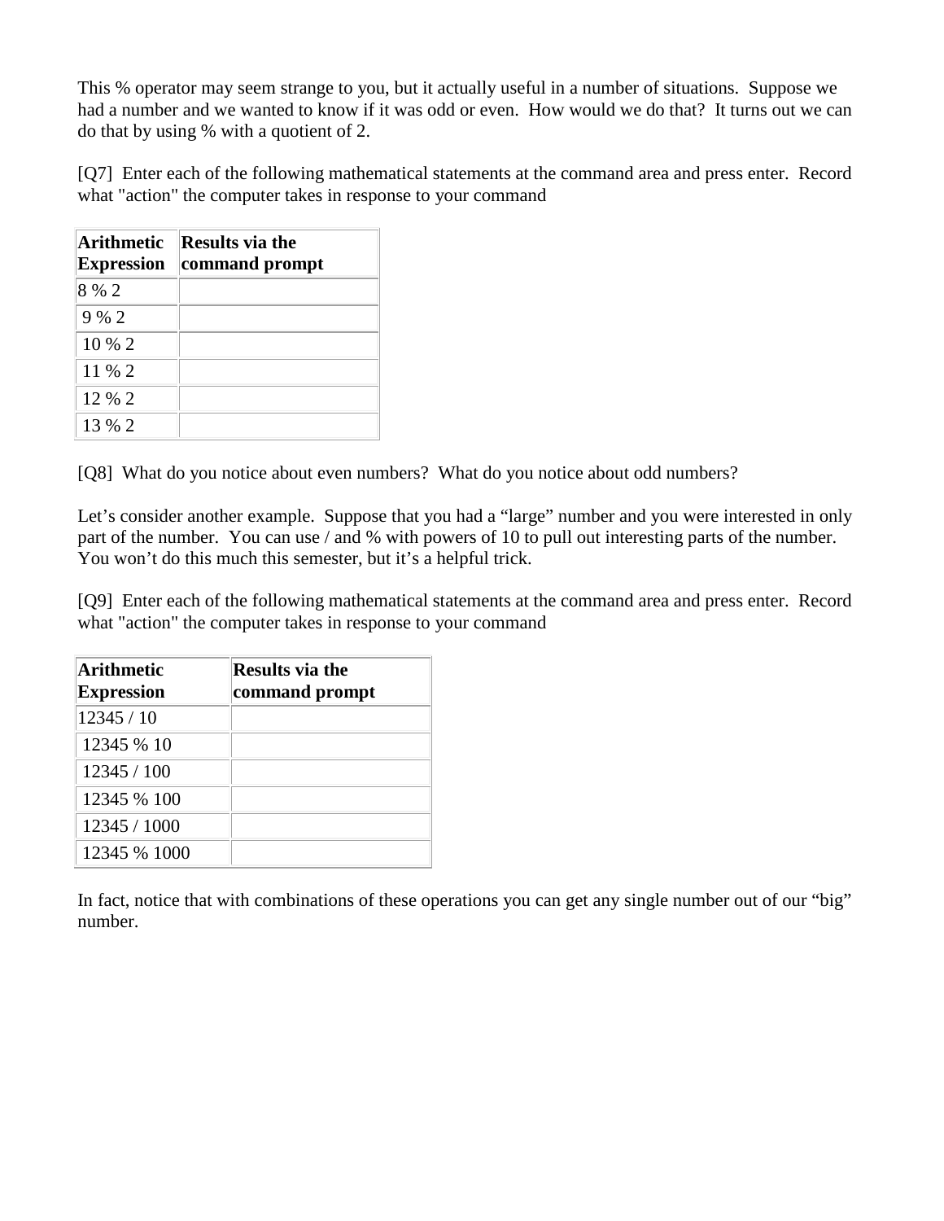This % operator may seem strange to you, but it actually useful in a number of situations. Suppose we had a number and we wanted to know if it was odd or even. How would we do that? It turns out we can do that by using % with a quotient of 2.

[Q7] Enter each of the following mathematical statements at the command area and press enter. Record what "action" the computer takes in response to your command

| **Arithmetic Expression** | **Results via the command prompt** |
|---|---|
| 8 % 2 | |
| 9 % 2 | |
| 10 % 2 | |
| 11 % 2 | |
| 12 % 2 | |
| 13 % 2 | |

[Q8] What do you notice about even numbers? What do you notice about odd numbers?

Let's consider another example. Suppose that you had a "large" number and you were interested in only part of the number. You can use / and % with powers of 10 to pull out interesting parts of the number. You won't do this much this semester, but it's a helpful trick.

[Q9] Enter each of the following mathematical statements at the command area and press enter. Record what "action" the computer takes in response to your command

| **Arithmetic Expression** | **Results via the command prompt** |
|---|---|
| 12345 / 10 | |
| 12345 % 10 | |
| 12345 / 100 | |
| 12345 % 100 | |
| 12345 / 1000 | |
| 12345 % 1000 | |

In fact, notice that with combinations of these operations you can get any single number out of our "big" number.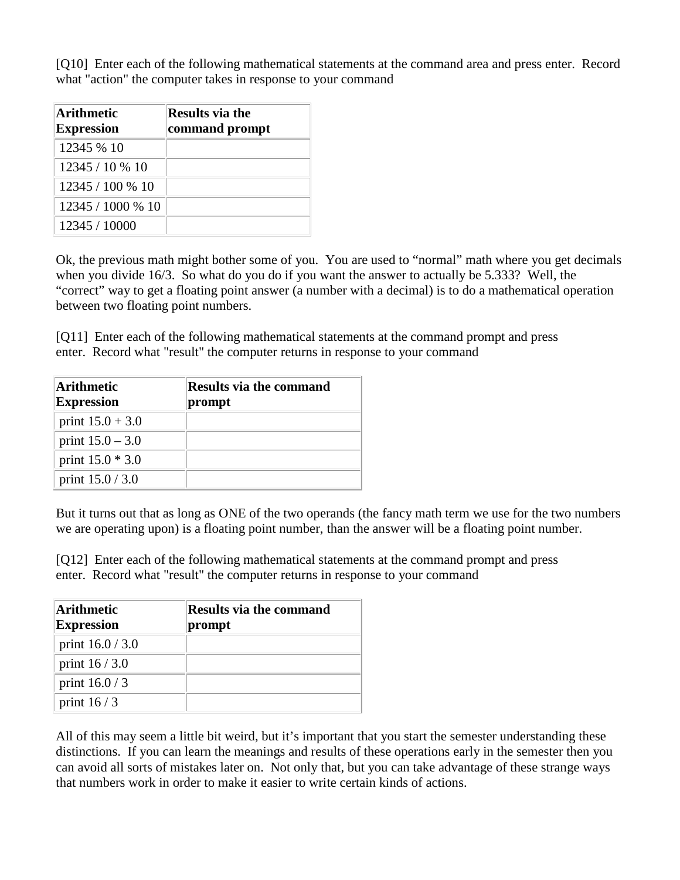[Q10]  Enter each of the following mathematical statements at the command area and press enter.  Record what "action" the computer takes in response to your command

| Arithmetic Expression | Results via the command prompt |
|---|---|
| 12345 % 10 | |
| 12345 / 10 % 10 | |
| 12345 / 100 % 10 | |
| 12345 / 1000 % 10 | |
| 12345 / 10000 | |

Ok, the previous math might bother some of you.  You are used to "normal" math where you get decimals when you divide 16/3.  So what do you do if you want the answer to actually be 5.333?  Well, the "correct" way to get a floating point answer (a number with a decimal) is to do a mathematical operation between two floating point numbers.

[Q11]  Enter each of the following mathematical statements at the command prompt and press enter.  Record what "result" the computer returns in response to your command

| Arithmetic Expression | Results via the command prompt |
|---|---|
| print 15.0 + 3.0 | |
| print 15.0 – 3.0 | |
| print 15.0 * 3.0 | |
| print 15.0 / 3.0 | |

But it turns out that as long as ONE of the two operands (the fancy math term we use for the two numbers we are operating upon) is a floating point number, than the answer will be a floating point number.

[Q12]  Enter each of the following mathematical statements at the command prompt and press enter.  Record what "result" the computer returns in response to your command

| Arithmetic Expression | Results via the command prompt |
|---|---|
| print 16.0 / 3.0 | |
| print 16 / 3.0 | |
| print 16.0 / 3 | |
| print 16 / 3 | |

All of this may seem a little bit weird, but it's important that you start the semester understanding these distinctions.  If you can learn the meanings and results of these operations early in the semester then you can avoid all sorts of mistakes later on.  Not only that, but you can take advantage of these strange ways that numbers work in order to make it easier to write certain kinds of actions.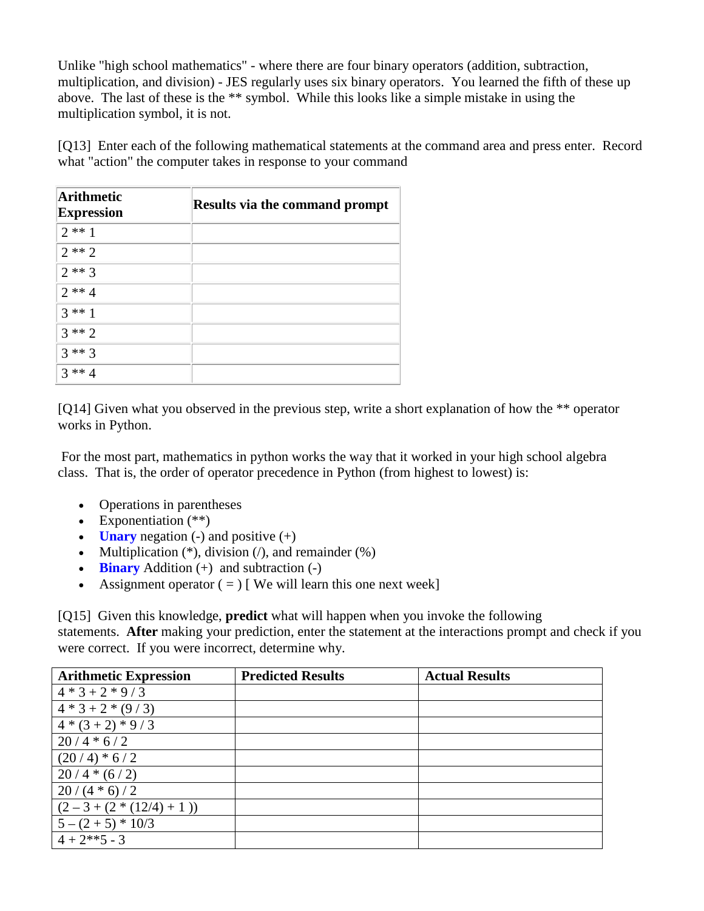Unlike "high school mathematics" - where there are four binary operators (addition, subtraction, multiplication, and division) - JES regularly uses six binary operators. You learned the fifth of these up above. The last of these is the ** symbol. While this looks like a simple mistake in using the multiplication symbol, it is not.

[Q13] Enter each of the following mathematical statements at the command area and press enter. Record what "action" the computer takes in response to your command

| Arithmetic Expression | Results via the command prompt |
|---|---|
| 2 ** 1 | |
| 2 ** 2 | |
| 2 ** 3 | |
| 2 ** 4 | |
| 3 ** 1 | |
| 3 ** 2 | |
| 3 ** 3 | |
| 3 ** 4 | |

[Q14] Given what you observed in the previous step, write a short explanation of how the ** operator works in Python.

For the most part, mathematics in python works the way that it worked in your high school algebra class. That is, the order of operator precedence in Python (from highest to lowest) is:

- Operations in parentheses
- Exponentiation (**)
- **Unary** negation (-) and positive (+)
- Multiplication (*), division (/), and remainder (%)
- **Binary** Addition (+) and subtraction (-)
- Assignment operator ( = ) [ We will learn this one next week]

[Q15] Given this knowledge, **predict** what will happen when you invoke the following statements. **After** making your prediction, enter the statement at the interactions prompt and check if you were correct. If you were incorrect, determine why.

| Arithmetic Expression | Predicted Results | Actual Results |
|---|---|---|
| 4 * 3 + 2 * 9 / 3 | | |
| 4 * 3 + 2 * (9 / 3) | | |
| 4 * (3 + 2) * 9 / 3 | | |
| 20 / 4 * 6 / 2 | | |
| (20 / 4) * 6 / 2 | | |
| 20 / 4 * (6 / 2) | | |
| 20 / (4 * 6) / 2 | | |
| (2 – 3 + (2 * (12/4) + 1 )) | | |
| 5 – (2 + 5) * 10/3 | | |
| 4 + 2**5 - 3 | | |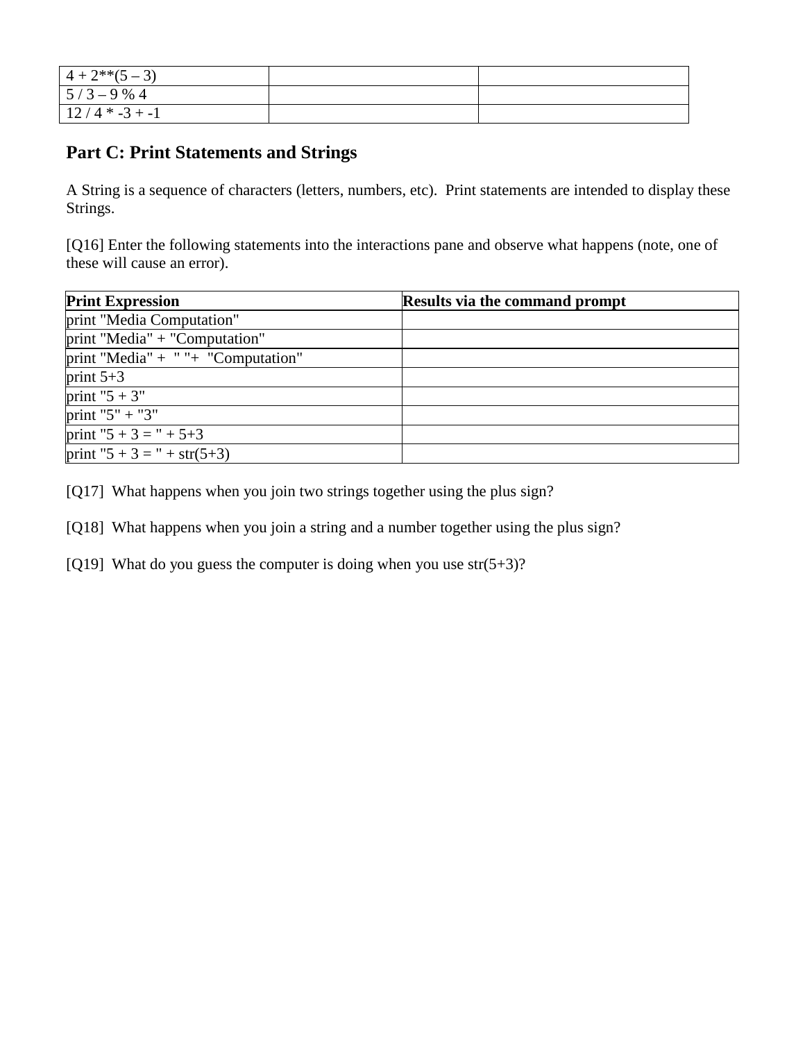| | | |
|---|---|---|
| 4 + 2**(5 – 3) | | |
| 5 / 3 – 9 % 4 | | |
| 12 / 4 * -3 + -1 | | |

## Part C: Print Statements and Strings

A String is a sequence of characters (letters, numbers, etc). Print statements are intended to display these Strings.

[Q16] Enter the following statements into the interactions pane and observe what happens (note, one of these will cause an error).

| Print Expression | Results via the command prompt |
|---|---|
| print "Media Computation" | |
| print "Media" + "Computation" | |
| print "Media" + " "+ "Computation" | |
| print 5+3 | |
| print "5 + 3" | |
| print "5" + "3" | |
| print "5 + 3 = " + 5+3 | |
| print "5 + 3 = " + str(5+3) | |

[Q17] What happens when you join two strings together using the plus sign?

[Q18] What happens when you join a string and a number together using the plus sign?

[Q19] What do you guess the computer is doing when you use str(5+3)?